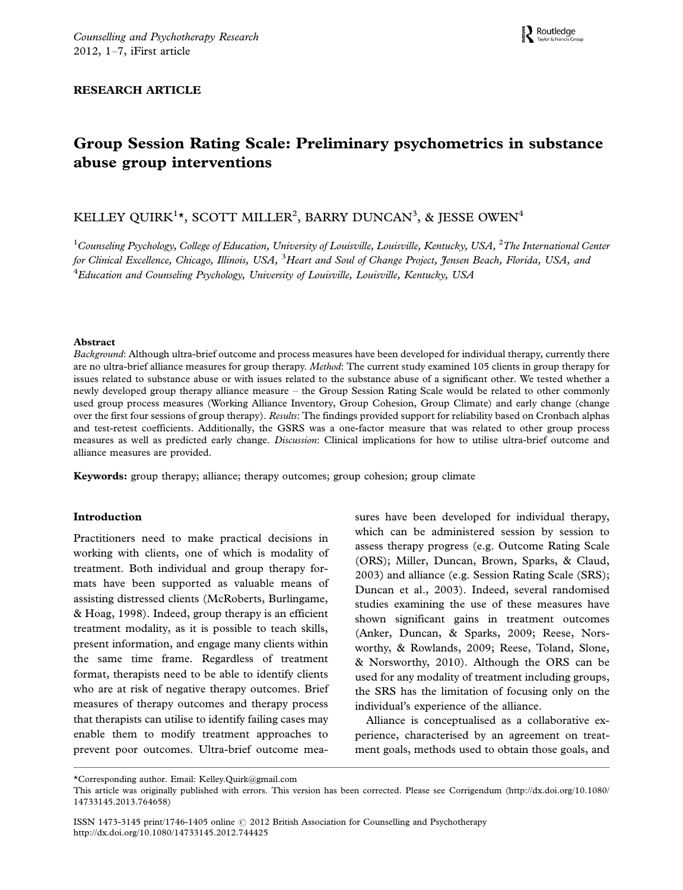RESEARCH ARTICLE

# Group Session Rating Scale: Preliminary psychometrics in substance abuse group interventions

KELLEY QUIRK[1]*, SCOTT MILLER[2], BARRY DUNCAN[3], & JESSE OWEN[4]

[1]*Counseling Psychology, College of Education, University of Louisville, Louisville, Kentucky, USA,* [2]*The International Center for Clinical Excellence, Chicago, Illinois, USA,* [3]*Heart and Soul of Change Project, Jensen Beach, Florida, USA, and* [4]*Education and Counseling Psychology, University of Louisville, Louisville, Kentucky, USA*

### Abstract

*Background*: Although ultra-brief outcome and process measures have been developed for individual therapy, currently there are no ultra-brief alliance measures for group therapy. *Method*: The current study examined 105 clients in group therapy for issues related to substance abuse or with issues related to the substance abuse of a significant other. We tested whether a newly developed group therapy alliance measure – the Group Session Rating Scale would be related to other commonly used group process measures (Working Alliance Inventory, Group Cohesion, Group Climate) and early change (change over the first four sessions of group therapy). *Results*: The findings provided support for reliability based on Cronbach alphas and test-retest coefficients. Additionally, the GSRS was a one-factor measure that was related to other group process measures as well as predicted early change. *Discussion*: Clinical implications for how to utilise ultra-brief outcome and alliance measures are provided.

**Keywords:** group therapy; alliance; therapy outcomes; group cohesion; group climate

## Introduction

Practitioners need to make practical decisions in working with clients, one of which is modality of treatment. Both individual and group therapy formats have been supported as valuable means of assisting distressed clients (McRoberts, Burlingame, & Hoag, 1998). Indeed, group therapy is an efficient treatment modality, as it is possible to teach skills, present information, and engage many clients within the same time frame. Regardless of treatment format, therapists need to be able to identify clients who are at risk of negative therapy outcomes. Brief measures of therapy outcomes and therapy process that therapists can utilise to identify failing cases may enable them to modify treatment approaches to prevent poor outcomes. Ultra-brief outcome measures have been developed for individual therapy, which can be administered session by session to assess therapy progress (e.g. Outcome Rating Scale (ORS); Miller, Duncan, Brown, Sparks, & Claud, 2003) and alliance (e.g. Session Rating Scale (SRS); Duncan et al., 2003). Indeed, several randomised studies examining the use of these measures have shown significant gains in treatment outcomes (Anker, Duncan, & Sparks, 2009; Reese, Norsworthy, & Rowlands, 2009; Reese, Toland, Slone, & Norsworthy, 2010). Although the ORS can be used for any modality of treatment including groups, the SRS has the limitation of focusing only on the individual's experience of the alliance.

Alliance is conceptualised as a collaborative experience, characterised by an agreement on treatment goals, methods used to obtain those goals, and

*Corresponding author. Email: Kelley.Quirk@gmail.com
This article was originally published with errors. This version has been corrected. Please see Corrigendum (http://dx.doi.org/10.1080/14733145.2013.764658)

ISSN 1473-3145 print/1746-1405 online © 2012 British Association for Counselling and Psychotherapy
http://dx.doi.org/10.1080/14733145.2012.744425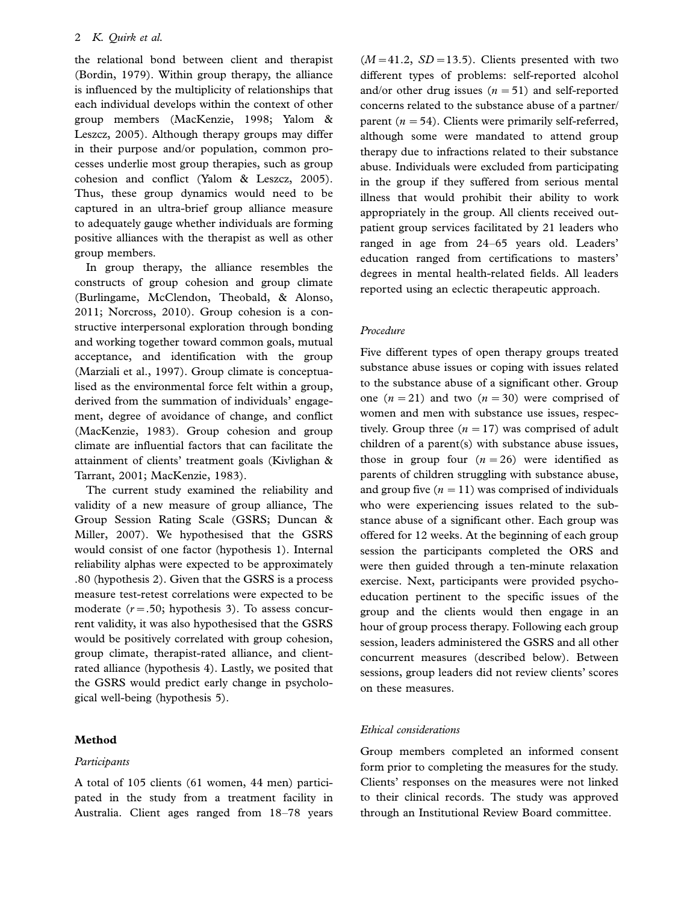the relational bond between client and therapist (Bordin, 1979). Within group therapy, the alliance is influenced by the multiplicity of relationships that each individual develops within the context of other group members (MacKenzie, 1998; Yalom & Leszcz, 2005). Although therapy groups may differ in their purpose and/or population, common processes underlie most group therapies, such as group cohesion and conflict (Yalom & Leszcz, 2005). Thus, these group dynamics would need to be captured in an ultra-brief group alliance measure to adequately gauge whether individuals are forming positive alliances with the therapist as well as other group members.

In group therapy, the alliance resembles the constructs of group cohesion and group climate (Burlingame, McClendon, Theobald, & Alonso, 2011; Norcross, 2010). Group cohesion is a constructive interpersonal exploration through bonding and working together toward common goals, mutual acceptance, and identification with the group (Marziali et al., 1997). Group climate is conceptualised as the environmental force felt within a group, derived from the summation of individuals' engagement, degree of avoidance of change, and conflict (MacKenzie, 1983). Group cohesion and group climate are influential factors that can facilitate the attainment of clients' treatment goals (Kivlighan & Tarrant, 2001; MacKenzie, 1983).

The current study examined the reliability and validity of a new measure of group alliance, The Group Session Rating Scale (GSRS; Duncan & Miller, 2007). We hypothesised that the GSRS would consist of one factor (hypothesis 1). Internal reliability alphas were expected to be approximately .80 (hypothesis 2). Given that the GSRS is a process measure test-retest correlations were expected to be moderate ($r = .50$; hypothesis 3). To assess concurrent validity, it was also hypothesised that the GSRS would be positively correlated with group cohesion, group climate, therapist-rated alliance, and client-rated alliance (hypothesis 4). Lastly, we posited that the GSRS would predict early change in psychological well-being (hypothesis 5).

## Method

### *Participants*

A total of 105 clients (61 women, 44 men) participated in the study from a treatment facility in Australia. Client ages ranged from 18–78 years ($M = 41.2$, $SD = 13.5$). Clients presented with two different types of problems: self-reported alcohol and/or other drug issues ($n = 51$) and self-reported concerns related to the substance abuse of a partner/parent ($n = 54$). Clients were primarily self-referred, although some were mandated to attend group therapy due to infractions related to their substance abuse. Individuals were excluded from participating in the group if they suffered from serious mental illness that would prohibit their ability to work appropriately in the group. All clients received outpatient group services facilitated by 21 leaders who ranged in age from 24–65 years old. Leaders' education ranged from certifications to masters' degrees in mental health-related fields. All leaders reported using an eclectic therapeutic approach.

### *Procedure*

Five different types of open therapy groups treated substance abuse issues or coping with issues related to the substance abuse of a significant other. Group one ($n = 21$) and two ($n = 30$) were comprised of women and men with substance use issues, respectively. Group three ($n = 17$) was comprised of adult children of a parent(s) with substance abuse issues, those in group four ($n = 26$) were identified as parents of children struggling with substance abuse, and group five ($n = 11$) was comprised of individuals who were experiencing issues related to the substance abuse of a significant other. Each group was offered for 12 weeks. At the beginning of each group session the participants completed the ORS and were then guided through a ten-minute relaxation exercise. Next, participants were provided psychoeducation pertinent to the specific issues of the group and the clients would then engage in an hour of group process therapy. Following each group session, leaders administered the GSRS and all other concurrent measures (described below). Between sessions, group leaders did not review clients' scores on these measures.

### *Ethical considerations*

Group members completed an informed consent form prior to completing the measures for the study. Clients' responses on the measures were not linked to their clinical records. The study was approved through an Institutional Review Board committee.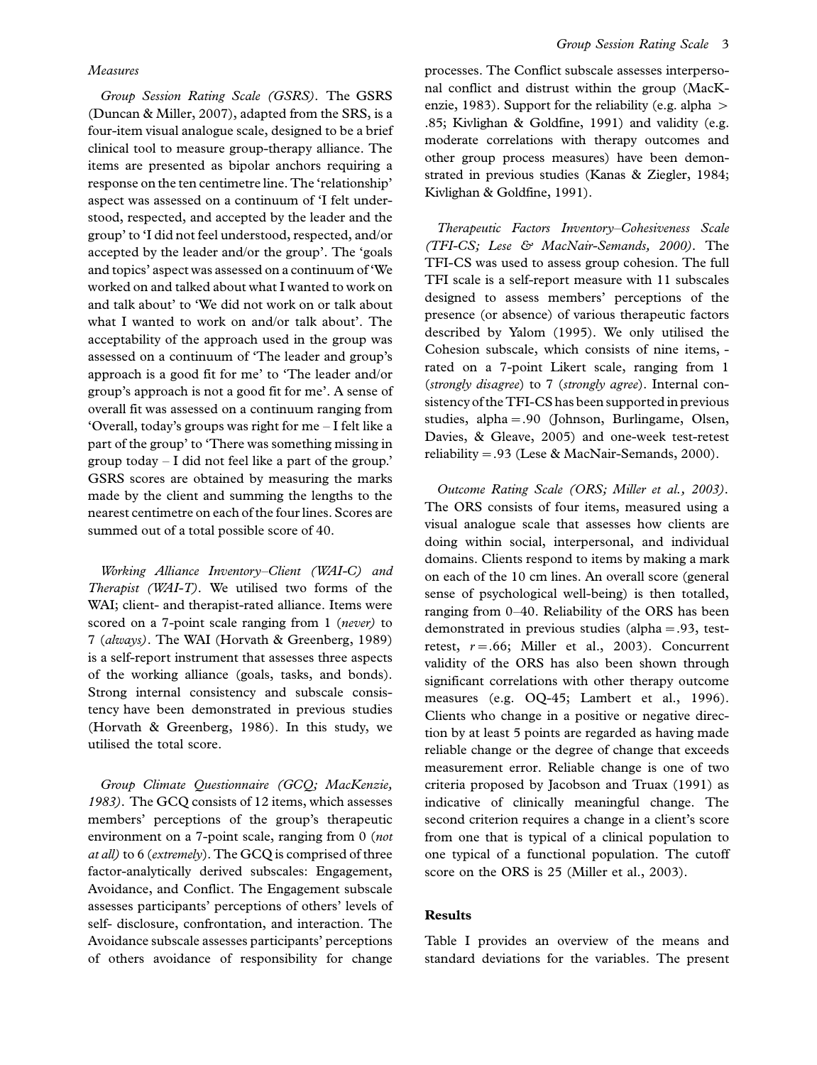*Measures*

*Group Session Rating Scale (GSRS)*. The GSRS (Duncan & Miller, 2007), adapted from the SRS, is a four-item visual analogue scale, designed to be a brief clinical tool to measure group-therapy alliance. The items are presented as bipolar anchors requiring a response on the ten centimetre line. The 'relationship' aspect was assessed on a continuum of 'I felt understood, respected, and accepted by the leader and the group' to 'I did not feel understood, respected, and/or accepted by the leader and/or the group'. The 'goals and topics' aspect was assessed on a continuum of 'We worked on and talked about what I wanted to work on and talk about' to 'We did not work on or talk about what I wanted to work on and/or talk about'. The acceptability of the approach used in the group was assessed on a continuum of 'The leader and group's approach is a good fit for me' to 'The leader and/or group's approach is not a good fit for me'. A sense of overall fit was assessed on a continuum ranging from 'Overall, today's groups was right for me – I felt like a part of the group' to 'There was something missing in group today – I did not feel like a part of the group.' GSRS scores are obtained by measuring the marks made by the client and summing the lengths to the nearest centimetre on each of the four lines. Scores are summed out of a total possible score of 40.

*Working Alliance Inventory–Client (WAI-C) and Therapist (WAI-T)*. We utilised two forms of the WAI; client- and therapist-rated alliance. Items were scored on a 7-point scale ranging from 1 (*never)* to 7 (*always*). The WAI (Horvath & Greenberg, 1989) is a self-report instrument that assesses three aspects of the working alliance (goals, tasks, and bonds). Strong internal consistency and subscale consistency have been demonstrated in previous studies (Horvath & Greenberg, 1986). In this study, we utilised the total score.

*Group Climate Questionnaire (GCQ; MacKenzie, 1983)*. The GCQ consists of 12 items, which assesses members' perceptions of the group's therapeutic environment on a 7-point scale, ranging from 0 (*not at all)* to 6 (*extremely*). The GCQ is comprised of three factor-analytically derived subscales: Engagement, Avoidance, and Conflict. The Engagement subscale assesses participants' perceptions of others' levels of self- disclosure, confrontation, and interaction. The Avoidance subscale assesses participants' perceptions of others avoidance of responsibility for change processes. The Conflict subscale assesses interpersonal conflict and distrust within the group (MacKenzie, 1983). Support for the reliability (e.g. alpha > .85; Kivlighan & Goldfine, 1991) and validity (e.g. moderate correlations with therapy outcomes and other group process measures) have been demonstrated in previous studies (Kanas & Ziegler, 1984; Kivlighan & Goldfine, 1991).

*Therapeutic Factors Inventory–Cohesiveness Scale (TFI-CS; Lese & MacNair-Semands, 2000)*. The TFI-CS was used to assess group cohesion. The full TFI scale is a self-report measure with 11 subscales designed to assess members' perceptions of the presence (or absence) of various therapeutic factors described by Yalom (1995). We only utilised the Cohesion subscale, which consists of nine items, - rated on a 7-point Likert scale, ranging from 1 (*strongly disagree*) to 7 (*strongly agree*). Internal consistency of the TFI-CS has been supported in previous studies, alpha = .90 (Johnson, Burlingame, Olsen, Davies, & Gleave, 2005) and one-week test-retest reliability = .93 (Lese & MacNair-Semands, 2000).

*Outcome Rating Scale (ORS; Miller et al., 2003)*. The ORS consists of four items, measured using a visual analogue scale that assesses how clients are doing within social, interpersonal, and individual domains. Clients respond to items by making a mark on each of the 10 cm lines. An overall score (general sense of psychological well-being) is then totalled, ranging from 0–40. Reliability of the ORS has been demonstrated in previous studies (alpha = .93, test-retest, $r = .66$; Miller et al., 2003). Concurrent validity of the ORS has also been shown through significant correlations with other therapy outcome measures (e.g. OQ-45; Lambert et al., 1996). Clients who change in a positive or negative direction by at least 5 points are regarded as having made reliable change or the degree of change that exceeds measurement error. Reliable change is one of two criteria proposed by Jacobson and Truax (1991) as indicative of clinically meaningful change. The second criterion requires a change in a client's score from one that is typical of a clinical population to one typical of a functional population. The cutoff score on the ORS is 25 (Miller et al., 2003).

## Results

Table I provides an overview of the means and standard deviations for the variables. The present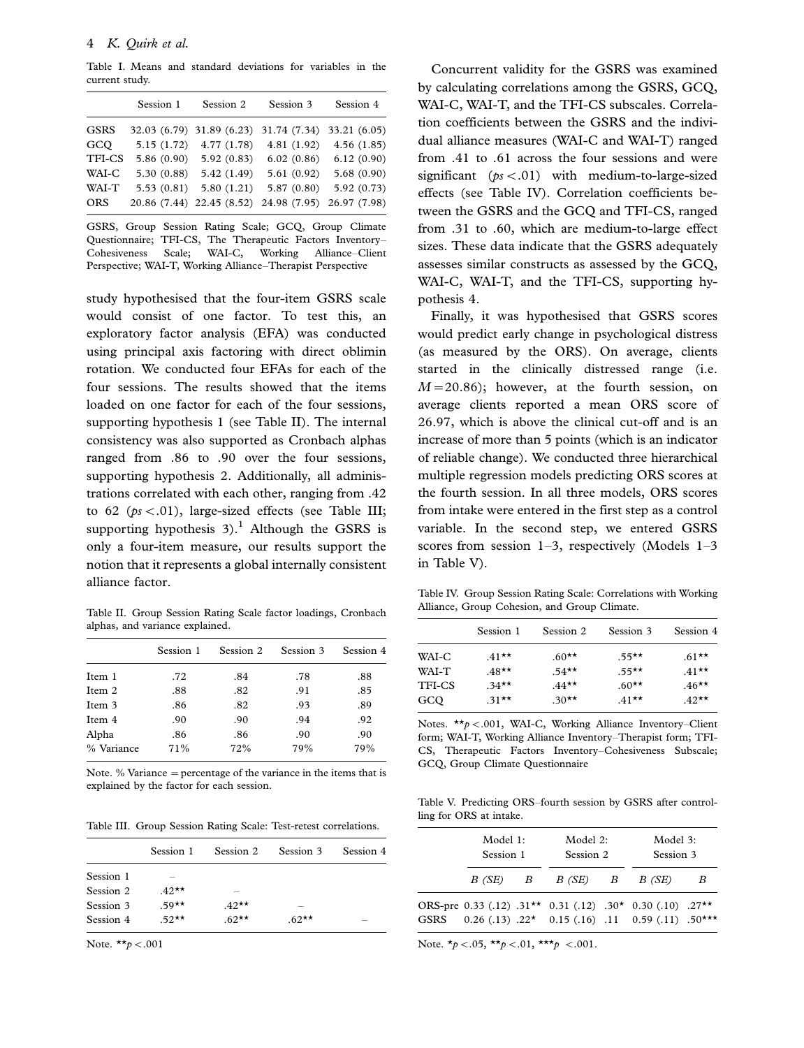Table I. Means and standard deviations for variables in the current study.

| | Session 1 | Session 2 | Session 3 | Session 4 |
|---|---|---|---|---|
| GSRS | 32.03 (6.79) | 31.89 (6.23) | 31.74 (7.34) | 33.21 (6.05) |
| GCQ | 5.15 (1.72) | 4.77 (1.78) | 4.81 (1.92) | 4.56 (1.85) |
| TFI-CS | 5.86 (0.90) | 5.92 (0.83) | 6.02 (0.86) | 6.12 (0.90) |
| WAI-C | 5.30 (0.88) | 5.42 (1.49) | 5.61 (0.92) | 5.68 (0.90) |
| WAI-T | 5.53 (0.81) | 5.80 (1.21) | 5.87 (0.80) | 5.92 (0.73) |
| ORS | 20.86 (7.44) | 22.45 (8.52) | 24.98 (7.95) | 26.97 (7.98) |

GSRS, Group Session Rating Scale; GCQ, Group Climate Questionnaire; TFI-CS, The Therapeutic Factors Inventory–Cohesiveness Scale; WAI-C, Working Alliance–Client Perspective; WAI-T, Working Alliance–Therapist Perspective

study hypothesised that the four-item GSRS scale would consist of one factor. To test this, an exploratory factor analysis (EFA) was conducted using principal axis factoring with direct oblimin rotation. We conducted four EFAs for each of the four sessions. The results showed that the items loaded on one factor for each of the four sessions, supporting hypothesis 1 (see Table II). The internal consistency was also supported as Cronbach alphas ranged from .86 to .90 over the four sessions, supporting hypothesis 2. Additionally, all administrations correlated with each other, ranging from .42 to 62 ($ps < .01$), large-sized effects (see Table III; supporting hypothesis 3).[1] Although the GSRS is only a four-item measure, our results support the notion that it represents a global internally consistent alliance factor.

Table II. Group Session Rating Scale factor loadings, Cronbach alphas, and variance explained.

| | Session 1 | Session 2 | Session 3 | Session 4 |
|---|---|---|---|---|
| Item 1 | .72 | .84 | .78 | .88 |
| Item 2 | .88 | .82 | .91 | .85 |
| Item 3 | .86 | .82 | .93 | .89 |
| Item 4 | .90 | .90 | .94 | .92 |
| Alpha | .86 | .86 | .90 | .90 |
| % Variance | 71% | 72% | 79% | 79% |

Note. % Variance = percentage of the variance in the items that is explained by the factor for each session.

Table III. Group Session Rating Scale: Test-retest correlations.

| | Session 1 | Session 2 | Session 3 | Session 4 |
|---|---|---|---|---|
| Session 1 | – | | | |
| Session 2 | .42** | – | | |
| Session 3 | .59** | .42** | – | |
| Session 4 | .52** | .62** | .62** | – |

Note. **$p < .001$

Concurrent validity for the GSRS was examined by calculating correlations among the GSRS, GCQ, WAI-C, WAI-T, and the TFI-CS subscales. Correlation coefficients between the GSRS and the individual alliance measures (WAI-C and WAI-T) ranged from .41 to .61 across the four sessions and were significant ($ps < .01$) with medium-to-large-sized effects (see Table IV). Correlation coefficients between the GSRS and the GCQ and TFI-CS, ranged from .31 to .60, which are medium-to-large effect sizes. These data indicate that the GSRS adequately assesses similar constructs as assessed by the GCQ, WAI-C, WAI-T, and the TFI-CS, supporting hypothesis 4.

Finally, it was hypothesised that GSRS scores would predict early change in psychological distress (as measured by the ORS). On average, clients started in the clinically distressed range (i.e. $M = 20.86$); however, at the fourth session, on average clients reported a mean ORS score of 26.97, which is above the clinical cut-off and is an increase of more than 5 points (which is an indicator of reliable change). We conducted three hierarchical multiple regression models predicting ORS scores at the fourth session. In all three models, ORS scores from intake were entered in the first step as a control variable. In the second step, we entered GSRS scores from session 1–3, respectively (Models 1–3 in Table V).

Table IV. Group Session Rating Scale: Correlations with Working Alliance, Group Cohesion, and Group Climate.

| | Session 1 | Session 2 | Session 3 | Session 4 |
|---|---|---|---|---|
| WAI-C | .41** | .60** | .55** | .61** |
| WAI-T | .48** | .54** | .55** | .41** |
| TFI-CS | .34** | .44** | .60** | .46** |
| GCQ | .31** | .30** | .41** | .42** |

Notes. **$p < .001$, WAI-C, Working Alliance Inventory–Client form; WAI-T, Working Alliance Inventory–Therapist form; TFI-CS, Therapeutic Factors Inventory–Cohesiveness Subscale; GCQ, Group Climate Questionnaire

Table V. Predicting ORS–fourth session by GSRS after controlling for ORS at intake.

| | Model 1: Session 1 | | Model 2: Session 2 | | Model 3: Session 3 | |
|---|---|---|---|---|---|---|
| | *B (SE)* | *B* | *B (SE)* | *B* | *B (SE)* | *B* |
| ORS-pre | 0.33 (.12) | .31** | 0.31 (.12) | .30* | 0.30 (.10) | .27** |
| GSRS | 0.26 (.13) | .22* | 0.15 (.16) | .11 | 0.59 (.11) | .50*** |

Note. *$p < .05$, **$p < .01$, ***$p < .001$.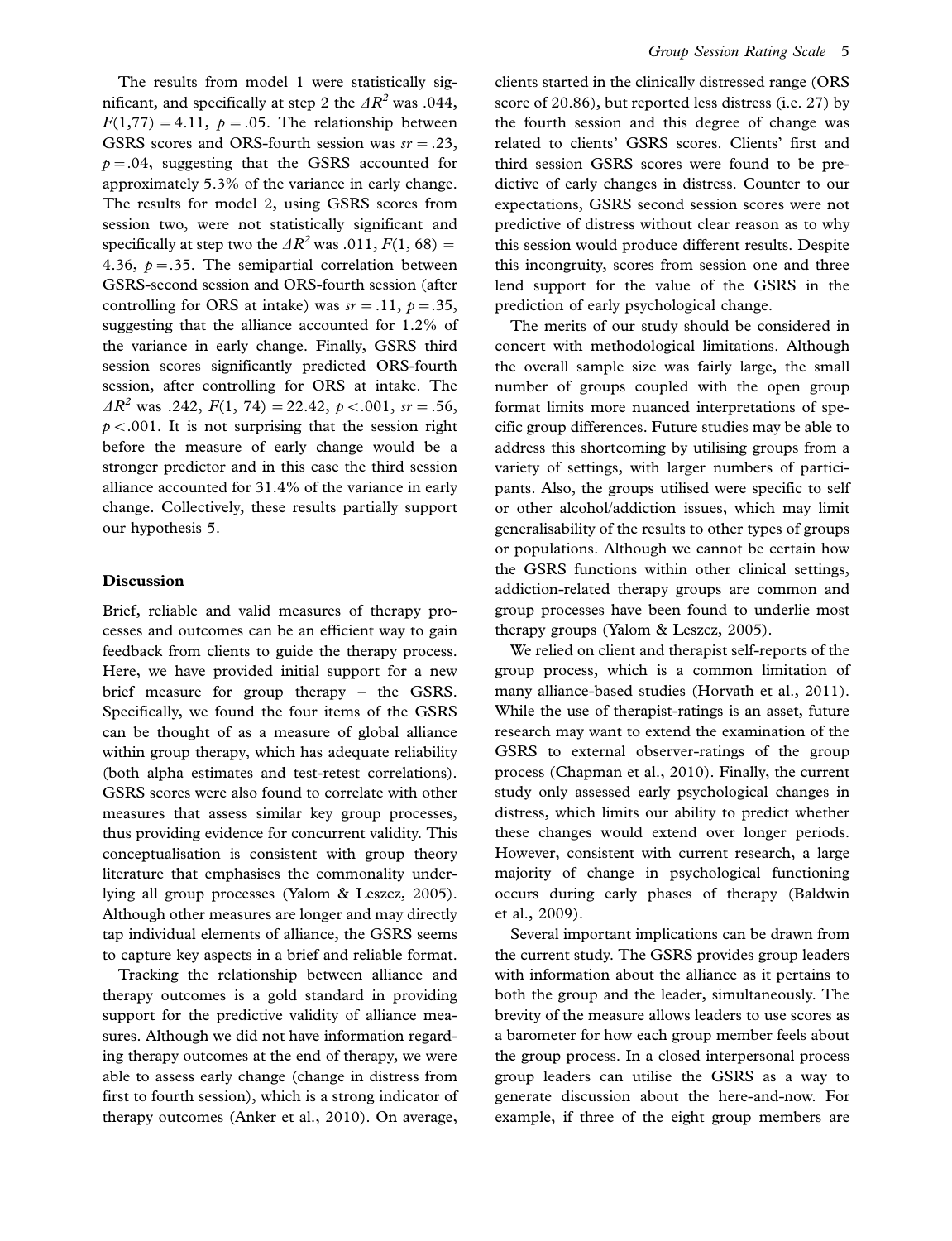The results from model 1 were statistically significant, and specifically at step 2 the $\Delta R^2$ was .044, $F(1,77) = 4.11$, $p = .05$. The relationship between GSRS scores and ORS-fourth session was $sr = .23$, $p = .04$, suggesting that the GSRS accounted for approximately 5.3% of the variance in early change. The results for model 2, using GSRS scores from session two, were not statistically significant and specifically at step two the $\Delta R^2$ was .011, $F(1, 68) = 4.36$, $p = .35$. The semipartial correlation between GSRS-second session and ORS-fourth session (after controlling for ORS at intake) was $sr = .11$, $p = .35$, suggesting that the alliance accounted for 1.2% of the variance in early change. Finally, GSRS third session scores significantly predicted ORS-fourth session, after controlling for ORS at intake. The $\Delta R^2$ was .242, $F(1, 74) = 22.42$, $p < .001$, $sr = .56$, $p < .001$. It is not surprising that the session right before the measure of early change would be a stronger predictor and in this case the third session alliance accounted for 31.4% of the variance in early change. Collectively, these results partially support our hypothesis 5.

## Discussion

Brief, reliable and valid measures of therapy processes and outcomes can be an efficient way to gain feedback from clients to guide the therapy process. Here, we have provided initial support for a new brief measure for group therapy – the GSRS. Specifically, we found the four items of the GSRS can be thought of as a measure of global alliance within group therapy, which has adequate reliability (both alpha estimates and test-retest correlations). GSRS scores were also found to correlate with other measures that assess similar key group processes, thus providing evidence for concurrent validity. This conceptualisation is consistent with group theory literature that emphasises the commonality underlying all group processes (Yalom & Leszcz, 2005). Although other measures are longer and may directly tap individual elements of alliance, the GSRS seems to capture key aspects in a brief and reliable format.

Tracking the relationship between alliance and therapy outcomes is a gold standard in providing support for the predictive validity of alliance measures. Although we did not have information regarding therapy outcomes at the end of therapy, we were able to assess early change (change in distress from first to fourth session), which is a strong indicator of therapy outcomes (Anker et al., 2010). On average, clients started in the clinically distressed range (ORS score of 20.86), but reported less distress (i.e. 27) by the fourth session and this degree of change was related to clients' GSRS scores. Clients' first and third session GSRS scores were found to be predictive of early changes in distress. Counter to our expectations, GSRS second session scores were not predictive of distress without clear reason as to why this session would produce different results. Despite this incongruity, scores from session one and three lend support for the value of the GSRS in the prediction of early psychological change.

The merits of our study should be considered in concert with methodological limitations. Although the overall sample size was fairly large, the small number of groups coupled with the open group format limits more nuanced interpretations of specific group differences. Future studies may be able to address this shortcoming by utilising groups from a variety of settings, with larger numbers of participants. Also, the groups utilised were specific to self or other alcohol/addiction issues, which may limit generalisability of the results to other types of groups or populations. Although we cannot be certain how the GSRS functions within other clinical settings, addiction-related therapy groups are common and group processes have been found to underlie most therapy groups (Yalom & Leszcz, 2005).

We relied on client and therapist self-reports of the group process, which is a common limitation of many alliance-based studies (Horvath et al., 2011). While the use of therapist-ratings is an asset, future research may want to extend the examination of the GSRS to external observer-ratings of the group process (Chapman et al., 2010). Finally, the current study only assessed early psychological changes in distress, which limits our ability to predict whether these changes would extend over longer periods. However, consistent with current research, a large majority of change in psychological functioning occurs during early phases of therapy (Baldwin et al., 2009).

Several important implications can be drawn from the current study. The GSRS provides group leaders with information about the alliance as it pertains to both the group and the leader, simultaneously. The brevity of the measure allows leaders to use scores as a barometer for how each group member feels about the group process. In a closed interpersonal process group leaders can utilise the GSRS as a way to generate discussion about the here-and-now. For example, if three of the eight group members are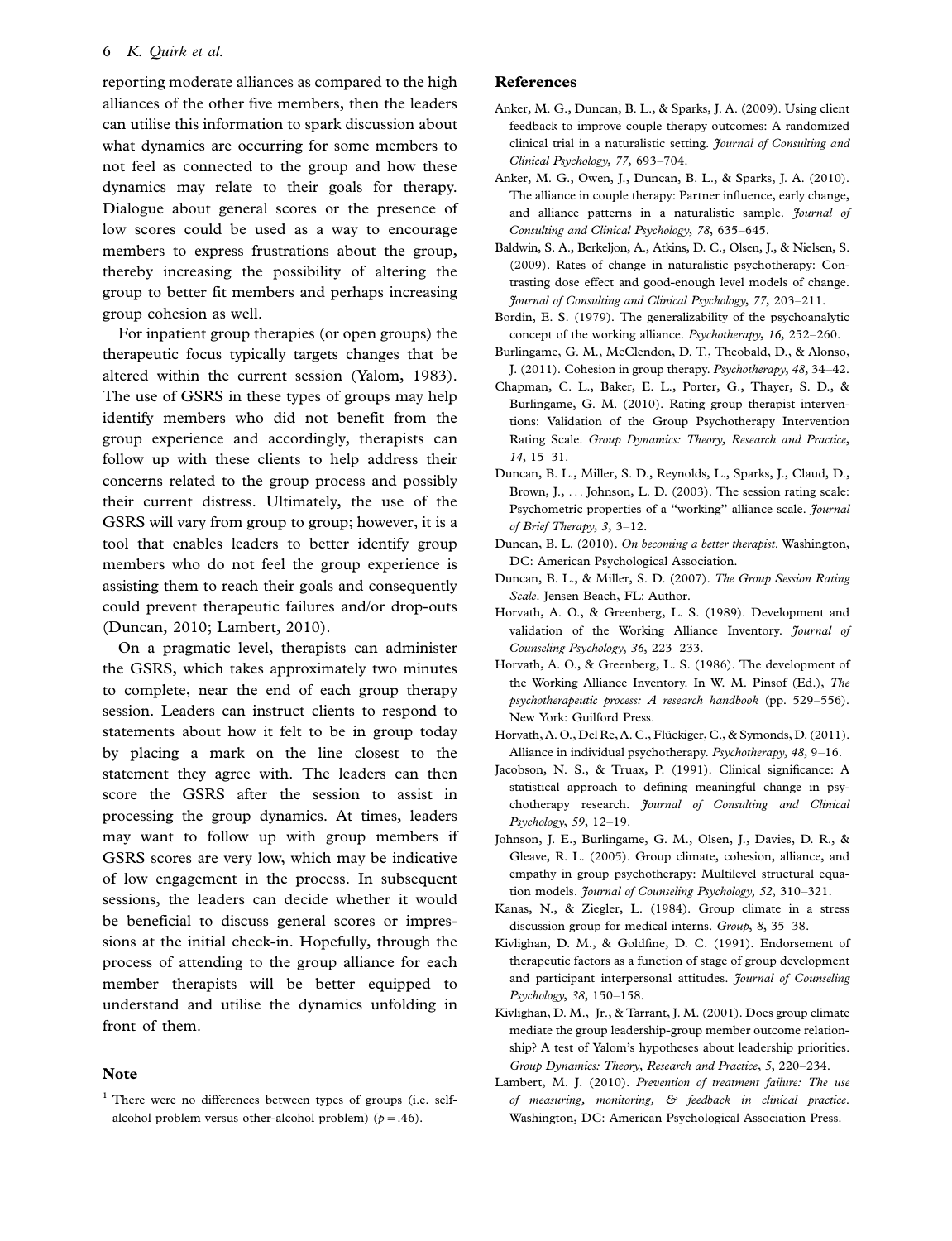reporting moderate alliances as compared to the high alliances of the other five members, then the leaders can utilise this information to spark discussion about what dynamics are occurring for some members to not feel as connected to the group and how these dynamics may relate to their goals for therapy. Dialogue about general scores or the presence of low scores could be used as a way to encourage members to express frustrations about the group, thereby increasing the possibility of altering the group to better fit members and perhaps increasing group cohesion as well.

For inpatient group therapies (or open groups) the therapeutic focus typically targets changes that be altered within the current session (Yalom, 1983). The use of GSRS in these types of groups may help identify members who did not benefit from the group experience and accordingly, therapists can follow up with these clients to help address their concerns related to the group process and possibly their current distress. Ultimately, the use of the GSRS will vary from group to group; however, it is a tool that enables leaders to better identify group members who do not feel the group experience is assisting them to reach their goals and consequently could prevent therapeutic failures and/or drop-outs (Duncan, 2010; Lambert, 2010).

On a pragmatic level, therapists can administer the GSRS, which takes approximately two minutes to complete, near the end of each group therapy session. Leaders can instruct clients to respond to statements about how it felt to be in group today by placing a mark on the line closest to the statement they agree with. The leaders can then score the GSRS after the session to assist in processing the group dynamics. At times, leaders may want to follow up with group members if GSRS scores are very low, which may be indicative of low engagement in the process. In subsequent sessions, the leaders can decide whether it would be beneficial to discuss general scores or impressions at the initial check-in. Hopefully, through the process of attending to the group alliance for each member therapists will be better equipped to understand and utilise the dynamics unfolding in front of them.

## Note

[1] There were no differences between types of groups (i.e. self-alcohol problem versus other-alcohol problem) ($p = .46$).

## References

Anker, M. G., Duncan, B. L., & Sparks, J. A. (2009). Using client feedback to improve couple therapy outcomes: A randomized clinical trial in a naturalistic setting. *Journal of Consulting and Clinical Psychology*, *77*, 693–704.

Anker, M. G., Owen, J., Duncan, B. L., & Sparks, J. A. (2010). The alliance in couple therapy: Partner influence, early change, and alliance patterns in a naturalistic sample. *Journal of Consulting and Clinical Psychology*, *78*, 635–645.

Baldwin, S. A., Berkeljon, A., Atkins, D. C., Olsen, J., & Nielsen, S. (2009). Rates of change in naturalistic psychotherapy: Contrasting dose effect and good-enough level models of change. *Journal of Consulting and Clinical Psychology*, *77*, 203–211.

Bordin, E. S. (1979). The generalizability of the psychoanalytic concept of the working alliance. *Psychotherapy*, *16*, 252–260.

Burlingame, G. M., McClendon, D. T., Theobald, D., & Alonso, J. (2011). Cohesion in group therapy. *Psychotherapy*, *48*, 34–42.

Chapman, C. L., Baker, E. L., Porter, G., Thayer, S. D., & Burlingame, G. M. (2010). Rating group therapist interventions: Validation of the Group Psychotherapy Intervention Rating Scale. *Group Dynamics: Theory, Research and Practice*, *14*, 15–31.

Duncan, B. L., Miller, S. D., Reynolds, L., Sparks, J., Claud, D., Brown, J., ... Johnson, L. D. (2003). The session rating scale: Psychometric properties of a "working" alliance scale. *Journal of Brief Therapy*, *3*, 3–12.

Duncan, B. L. (2010). *On becoming a better therapist*. Washington, DC: American Psychological Association.

Duncan, B. L., & Miller, S. D. (2007). *The Group Session Rating Scale*. Jensen Beach, FL: Author.

Horvath, A. O., & Greenberg, L. S. (1989). Development and validation of the Working Alliance Inventory. *Journal of Counseling Psychology*, *36*, 223–233.

Horvath, A. O., & Greenberg, L. S. (1986). The development of the Working Alliance Inventory. In W. M. Pinsof (Ed.), *The psychotherapeutic process: A research handbook* (pp. 529–556). New York: Guilford Press.

Horvath, A. O., Del Re, A. C., Flückiger, C., & Symonds, D. (2011). Alliance in individual psychotherapy. *Psychotherapy*, *48*, 9–16.

Jacobson, N. S., & Truax, P. (1991). Clinical significance: A statistical approach to defining meaningful change in psychotherapy research. *Journal of Consulting and Clinical Psychology*, *59*, 12–19.

Johnson, J. E., Burlingame, G. M., Olsen, J., Davies, D. R., & Gleave, R. L. (2005). Group climate, cohesion, alliance, and empathy in group psychotherapy: Multilevel structural equation models. *Journal of Counseling Psychology*, *52*, 310–321.

Kanas, N., & Ziegler, L. (1984). Group climate in a stress discussion group for medical interns. *Group*, *8*, 35–38.

Kivlighan, D. M., & Goldfine, D. C. (1991). Endorsement of therapeutic factors as a function of stage of group development and participant interpersonal attitudes. *Journal of Counseling Psychology*, *38*, 150–158.

Kivlighan, D. M., Jr., & Tarrant, J. M. (2001). Does group climate mediate the group leadership-group member outcome relationship? A test of Yalom's hypotheses about leadership priorities. *Group Dynamics: Theory, Research and Practice*, *5*, 220–234.

Lambert, M. J. (2010). *Prevention of treatment failure: The use of measuring, monitoring, & feedback in clinical practice*. Washington, DC: American Psychological Association Press.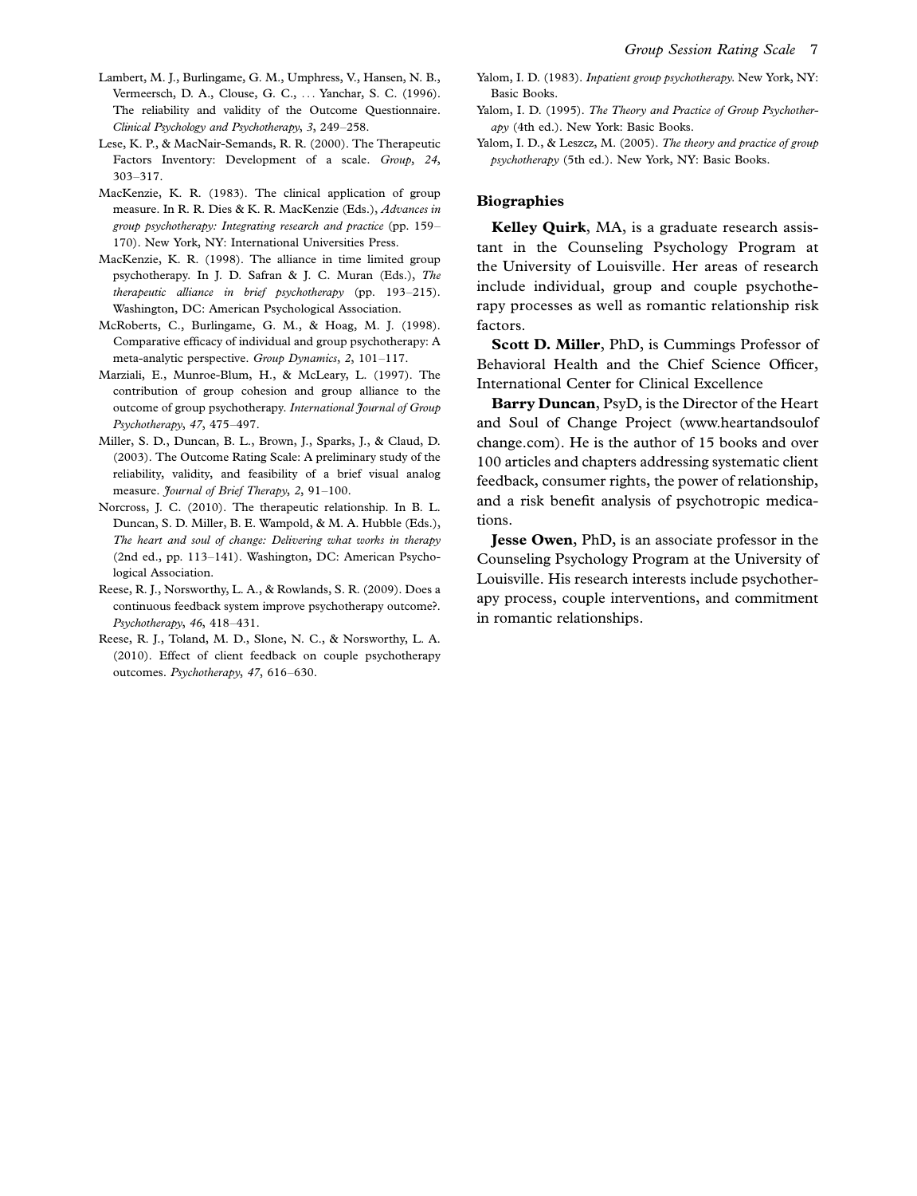Lambert, M. J., Burlingame, G. M., Umphress, V., Hansen, N. B., Vermeersch, D. A., Clouse, G. C., ... Yanchar, S. C. (1996). The reliability and validity of the Outcome Questionnaire. *Clinical Psychology and Psychotherapy*, *3*, 249–258.

Lese, K. P., & MacNair-Semands, R. R. (2000). The Therapeutic Factors Inventory: Development of a scale. *Group*, *24*, 303–317.

MacKenzie, K. R. (1983). The clinical application of group measure. In R. R. Dies & K. R. MacKenzie (Eds.), *Advances in group psychotherapy: Integrating research and practice* (pp. 159–170). New York, NY: International Universities Press.

MacKenzie, K. R. (1998). The alliance in time limited group psychotherapy. In J. D. Safran & J. C. Muran (Eds.), *The therapeutic alliance in brief psychotherapy* (pp. 193–215). Washington, DC: American Psychological Association.

McRoberts, C., Burlingame, G. M., & Hoag, M. J. (1998). Comparative efficacy of individual and group psychotherapy: A meta-analytic perspective. *Group Dynamics*, *2*, 101–117.

Marziali, E., Munroe-Blum, H., & McLeary, L. (1997). The contribution of group cohesion and group alliance to the outcome of group psychotherapy. *International Journal of Group Psychotherapy*, *47*, 475–497.

Miller, S. D., Duncan, B. L., Brown, J., Sparks, J., & Claud, D. (2003). The Outcome Rating Scale: A preliminary study of the reliability, validity, and feasibility of a brief visual analog measure. *Journal of Brief Therapy*, *2*, 91–100.

Norcross, J. C. (2010). The therapeutic relationship. In B. L. Duncan, S. D. Miller, B. E. Wampold, & M. A. Hubble (Eds.), *The heart and soul of change: Delivering what works in therapy* (2nd ed., pp. 113–141). Washington, DC: American Psychological Association.

Reese, R. J., Norsworthy, L. A., & Rowlands, S. R. (2009). Does a continuous feedback system improve psychotherapy outcome?. *Psychotherapy*, *46*, 418–431.

Reese, R. J., Toland, M. D., Slone, N. C., & Norsworthy, L. A. (2010). Effect of client feedback on couple psychotherapy outcomes. *Psychotherapy*, *47*, 616–630.

Yalom, I. D. (1983). *Inpatient group psychotherapy*. New York, NY: Basic Books.

Yalom, I. D. (1995). *The Theory and Practice of Group Psychotherapy* (4th ed.). New York: Basic Books.

Yalom, I. D., & Leszcz, M. (2005). *The theory and practice of group psychotherapy* (5th ed.). New York, NY: Basic Books.

## Biographies

**Kelley Quirk**, MA, is a graduate research assistant in the Counseling Psychology Program at the University of Louisville. Her areas of research include individual, group and couple psychotherapy processes as well as romantic relationship risk factors.

**Scott D. Miller**, PhD, is Cummings Professor of Behavioral Health and the Chief Science Officer, International Center for Clinical Excellence

**Barry Duncan**, PsyD, is the Director of the Heart and Soul of Change Project (www.heartandsoulofchange.com). He is the author of 15 books and over 100 articles and chapters addressing systematic client feedback, consumer rights, the power of relationship, and a risk benefit analysis of psychotropic medications.

**Jesse Owen**, PhD, is an associate professor in the Counseling Psychology Program at the University of Louisville. His research interests include psychotherapy process, couple interventions, and commitment in romantic relationships.